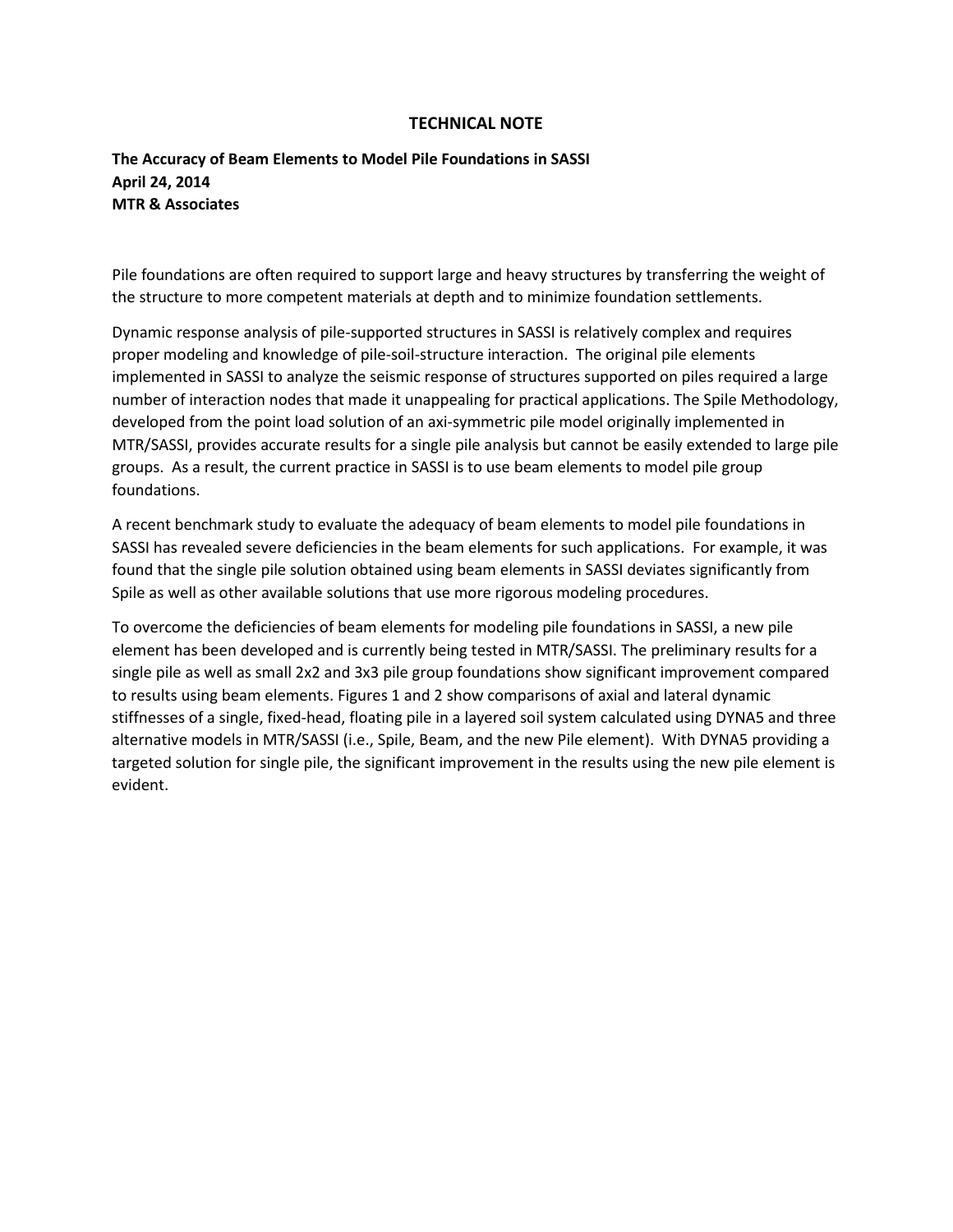# TECHNICAL NOTE

**The Accuracy of Beam Elements to Model Pile Foundations in SASSI**
**April 24, 2014**
**MTR & Associates**

Pile foundations are often required to support large and heavy structures by transferring the weight of the structure to more competent materials at depth and to minimize foundation settlements.

Dynamic response analysis of pile-supported structures in SASSI is relatively complex and requires proper modeling and knowledge of pile-soil-structure interaction. The original pile elements implemented in SASSI to analyze the seismic response of structures supported on piles required a large number of interaction nodes that made it unappealing for practical applications. The Spile Methodology, developed from the point load solution of an axi-symmetric pile model originally implemented in MTR/SASSI, provides accurate results for a single pile analysis but cannot be easily extended to large pile groups. As a result, the current practice in SASSI is to use beam elements to model pile group foundations.

A recent benchmark study to evaluate the adequacy of beam elements to model pile foundations in SASSI has revealed severe deficiencies in the beam elements for such applications. For example, it was found that the single pile solution obtained using beam elements in SASSI deviates significantly from Spile as well as other available solutions that use more rigorous modeling procedures.

To overcome the deficiencies of beam elements for modeling pile foundations in SASSI, a new pile element has been developed and is currently being tested in MTR/SASSI. The preliminary results for a single pile as well as small 2x2 and 3x3 pile group foundations show significant improvement compared to results using beam elements. Figures 1 and 2 show comparisons of axial and lateral dynamic stiffnesses of a single, fixed-head, floating pile in a layered soil system calculated using DYNA5 and three alternative models in MTR/SASSI (i.e., Spile, Beam, and the new Pile element). With DYNA5 providing a targeted solution for single pile, the significant improvement in the results using the new pile element is evident.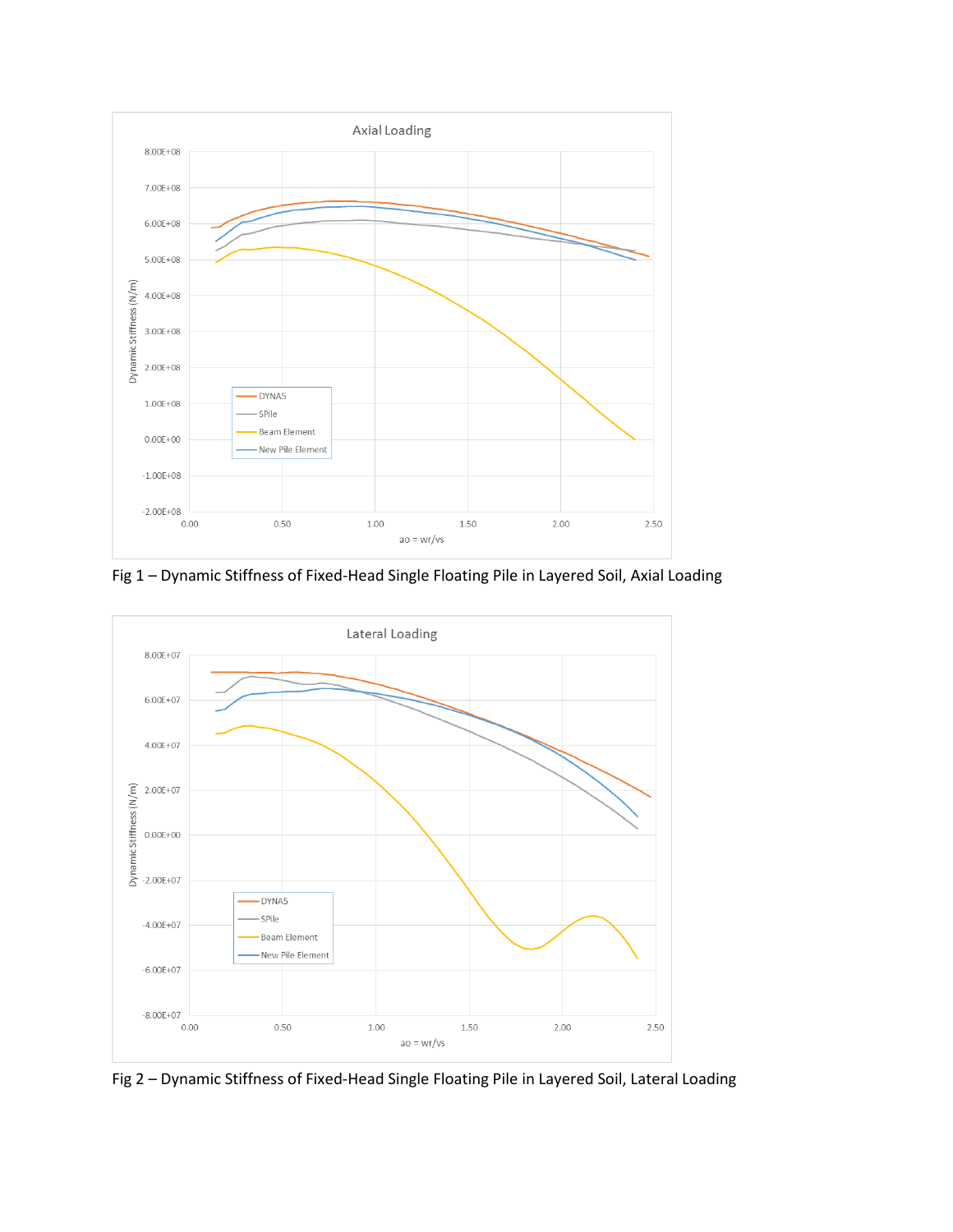Axial Loading

8.00E+08
7.00E+08
6.00E+08
5.00E+08
4.00E+08
3.00E+08
2.00E+08
1.00E+08
0.00E+00
-1.00E+08
-2.00E+08

Dynamic Stiffness (N/m)

0.00 0.50 1.00 1.50 2.00 2.50

ao = wr/vs

DYNA5
SPile
Beam Element
New Pile Element

Fig 1 – Dynamic Stiffness of Fixed-Head Single Floating Pile in Layered Soil, Axial Loading

Lateral Loading

8.00E+07
6.00E+07
4.00E+07
2.00E+07
0.00E+00
-2.00E+07
-4.00E+07
-6.00E+07
-8.00E+07

Dynamic Stiffness (N/m)

0.00 0.50 1.00 1.50 2.00 2.50

ao = wr/vs

DYNA5
SPile
Beam Element
New Pile Element

Fig 2 – Dynamic Stiffness of Fixed-Head Single Floating Pile in Layered Soil, Lateral Loading